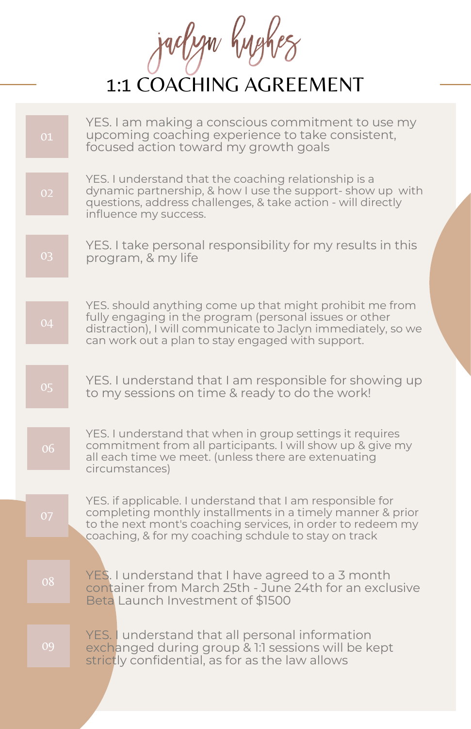jaclyn hughes

# 1:1 COACHING AGREEMENT

01 YES. I am making a conscious commitment to use my upcoming coaching experience to take consistent, focused action toward my growth goals

02 YES. I understand that the coaching relationship is a dynamic partnership, & how I use the support- show up with questions, address challenges, & take action - will directly influence my success.

03 YES. I take personal responsibility for my results in this program, & my life

04 YES. should anything come up that might prohibit me from fully engaging in the program (personal issues or other distraction), I will communicate to Jaclyn immediately, so we can work out a plan to stay engaged with support.

05 YES. I understand that I am responsible for showing up to my sessions on time & ready to do the work!

06 YES. I understand that when in group settings it requires commitment from all participants. I will show up & give my all each time we meet. (unless there are extenuating circumstances)

07 YES. if applicable. I understand that I am responsible for completing monthly installments in a timely manner & prior to the next mont's coaching services, in order to redeem my coaching, & for my coaching schdule to stay on track

08 YES. I understand that I have agreed to a 3 month container from March 25th - June 24th for an exclusive Beta Launch Investment of $1500

09 YES. I understand that all personal information exchanged during group & 1:1 sessions will be kept strictly confidential, as for as the law allows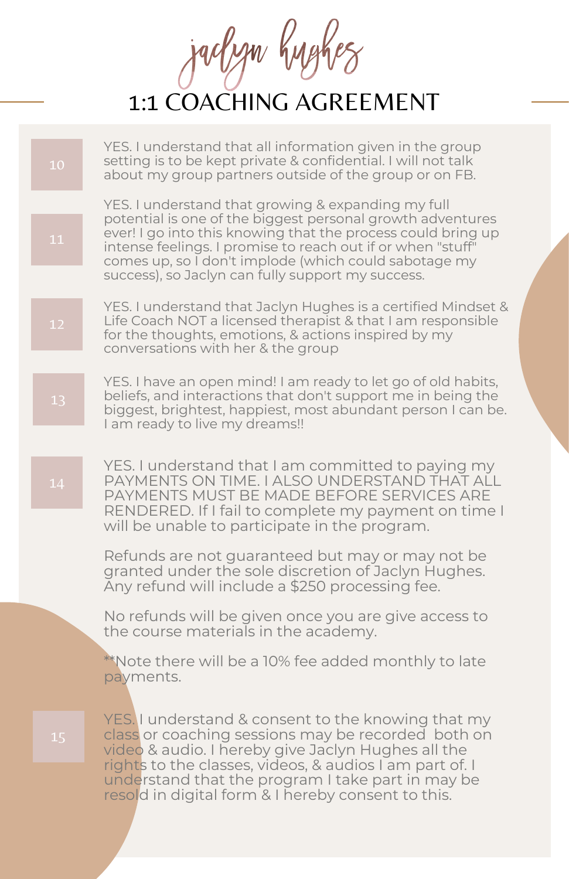# jaclyn hughes

## 1:1 COACHING AGREEMENT

10. YES. I understand that all information given in the group setting is to be kept private & confidential. I will not talk about my group partners outside of the group or on FB.

11. YES. I understand that growing & expanding my full potential is one of the biggest personal growth adventures ever! I go into this knowing that the process could bring up intense feelings. I promise to reach out if or when "stuff" comes up, so I don't implode (which could sabotage my success), so Jaclyn can fully support my success.

12. YES. I understand that Jaclyn Hughes is a certified Mindset & Life Coach NOT a licensed therapist & that I am responsible for the thoughts, emotions, & actions inspired by my conversations with her & the group

13. YES. I have an open mind! I am ready to let go of old habits, beliefs, and interactions that don't support me in being the biggest, brightest, happiest, most abundant person I can be. I am ready to live my dreams!!

14. YES. I understand that I am committed to paying my PAYMENTS ON TIME. I ALSO UNDERSTAND THAT ALL PAYMENTS MUST BE MADE BEFORE SERVICES ARE RENDERED. If I fail to complete my payment on time I will be unable to participate in the program.

    Refunds are not guaranteed but may or may not be granted under the sole discretion of Jaclyn Hughes. Any refund will include a $250 processing fee.

    No refunds will be given once you are give access to the course materials in the academy.

    **Note there will be a 10% fee added monthly to late payments.

15. YES. I understand & consent to the knowing that my class or coaching sessions may be recorded both on video & audio. I hereby give Jaclyn Hughes all the rights to the classes, videos, & audios I am part of. I understand that the program I take part in may be resold in digital form & I hereby consent to this.